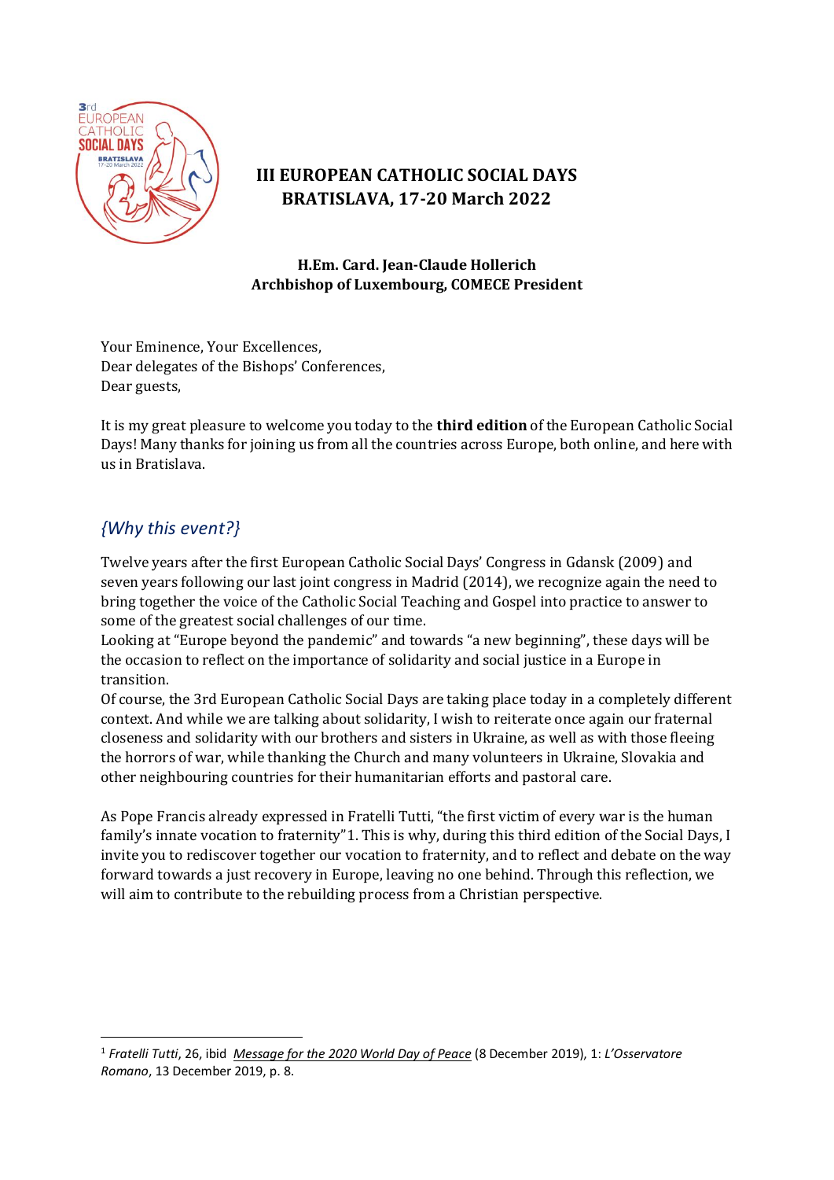# III EUROPEAN CATHOLIC SOCIAL DAYS BRATISLAVA, 17-20 March 2022

**H.Em. Card. Jean-Claude Hollerich**
**Archbishop of Luxembourg, COMECE President**

Your Eminence, Your Excellences,
Dear delegates of the Bishops' Conferences,
Dear guests,

It is my great pleasure to welcome you today to the **third edition** of the European Catholic Social Days! Many thanks for joining us from all the countries across Europe, both online, and here with us in Bratislava.

## *{Why this event?}*

Twelve years after the first European Catholic Social Days' Congress in Gdansk (2009) and seven years following our last joint congress in Madrid (2014), we recognize again the need to bring together the voice of the Catholic Social Teaching and Gospel into practice to answer to some of the greatest social challenges of our time.

Looking at "Europe beyond the pandemic" and towards "a new beginning", these days will be the occasion to reflect on the importance of solidarity and social justice in a Europe in transition.

Of course, the 3rd European Catholic Social Days are taking place today in a completely different context. And while we are talking about solidarity, I wish to reiterate once again our fraternal closeness and solidarity with our brothers and sisters in Ukraine, as well as with those fleeing the horrors of war, while thanking the Church and many volunteers in Ukraine, Slovakia and other neighbouring countries for their humanitarian efforts and pastoral care.

As Pope Francis already expressed in Fratelli Tutti, "the first victim of every war is the human family's innate vocation to fraternity"[1]. This is why, during this third edition of the Social Days, I invite you to rediscover together our vocation to fraternity, and to reflect and debate on the way forward towards a just recovery in Europe, leaving no one behind. Through this reflection, we will aim to contribute to the rebuilding process from a Christian perspective.

---

[1] *Fratelli Tutti*, 26, ibid *Message for the 2020 World Day of Peace* (8 December 2019), 1: *L'Osservatore Romano*, 13 December 2019, p. 8.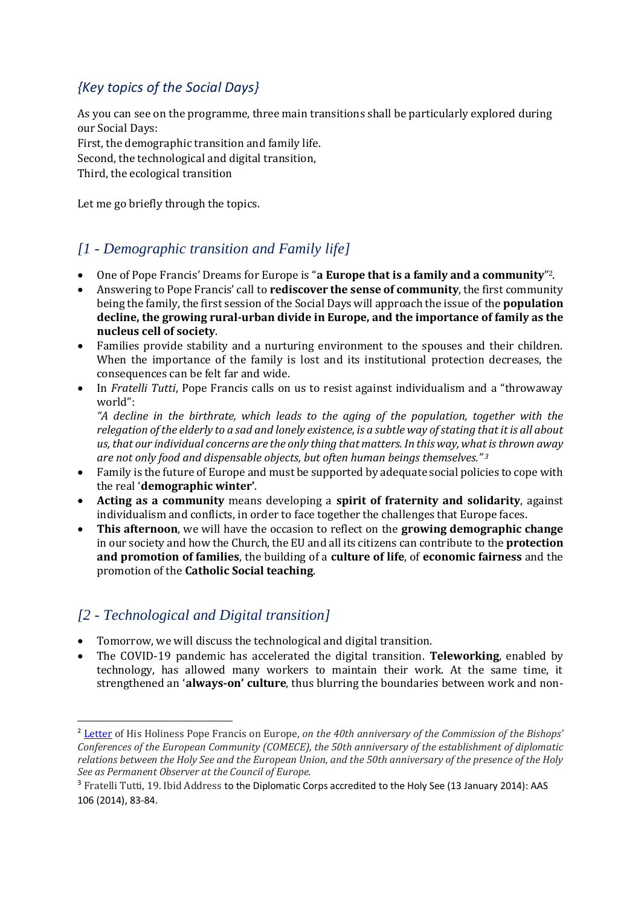## *{Key topics of the Social Days}*

As you can see on the programme, three main transitions shall be particularly explored during our Social Days:
First, the demographic transition and family life.
Second, the technological and digital transition,
Third, the ecological transition

Let me go briefly through the topics.

## *[1 - Demographic transition and Family life]*

- One of Pope Francis' Dreams for Europe is "**a Europe that is a family and a community**"[2].
- Answering to Pope Francis' call to **rediscover the sense of community**, the first community being the family, the first session of the Social Days will approach the issue of the **population decline, the growing rural-urban divide in Europe, and the importance of family as the nucleus cell of society**.
- Families provide stability and a nurturing environment to the spouses and their children. When the importance of the family is lost and its institutional protection decreases, the consequences can be felt far and wide.
- In *Fratelli Tutti*, Pope Francis calls on us to resist against individualism and a "throwaway world":
  *"A decline in the birthrate, which leads to the aging of the population, together with the relegation of the elderly to a sad and lonely existence, is a subtle way of stating that it is all about us, that our individual concerns are the only thing that matters. In this way, what is thrown away are not only food and dispensable objects, but often human beings themselves."* [3]
- Family is the future of Europe and must be supported by adequate social policies to cope with the real '**demographic winter'**.
- **Acting as a community** means developing a **spirit of fraternity and solidarity**, against individualism and conflicts, in order to face together the challenges that Europe faces.
- **This afternoon**, we will have the occasion to reflect on the **growing demographic change** in our society and how the Church, the EU and all its citizens can contribute to the **protection and promotion of families**, the building of a **culture of life**, of **economic fairness** and the promotion of the **Catholic Social teaching**.

## *[2 - Technological and Digital transition]*

- Tomorrow, we will discuss the technological and digital transition.
- The COVID-19 pandemic has accelerated the digital transition. **Teleworking**, enabled by technology, has allowed many workers to maintain their work. At the same time, it strengthened an '**always-on' culture**, thus blurring the boundaries between work and non-

---

[2] Letter of His Holiness Pope Francis on Europe, *on the 40th anniversary of the Commission of the Bishops' Conferences of the European Community (COMECE), the 50th anniversary of the establishment of diplomatic relations between the Holy See and the European Union, and the 50th anniversary of the presence of the Holy See as Permanent Observer at the Council of Europe.*

[3] Fratelli Tutti, 19. Ibid Address to the Diplomatic Corps accredited to the Holy See (13 January 2014): AAS 106 (2014), 83-84.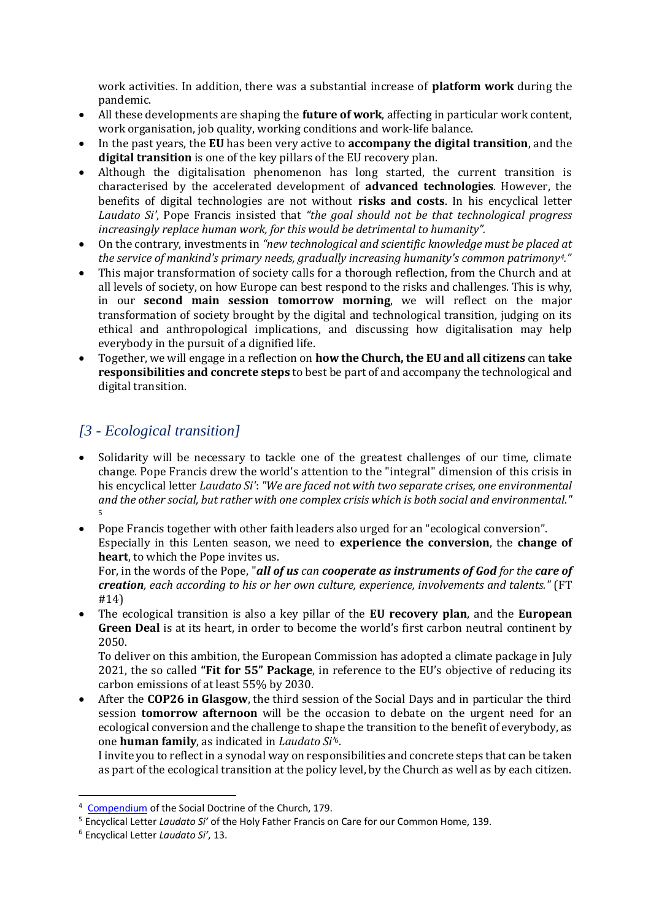work activities. In addition, there was a substantial increase of **platform work** during the pandemic.

- All these developments are shaping the **future of work**, affecting in particular work content, work organisation, job quality, working conditions and work-life balance.
- In the past years, the **EU** has been very active to **accompany the digital transition**, and the **digital transition** is one of the key pillars of the EU recovery plan.
- Although the digitalisation phenomenon has long started, the current transition is characterised by the accelerated development of **advanced technologies**. However, the benefits of digital technologies are not without **risks and costs**. In his encyclical letter *Laudato Si'*, Pope Francis insisted that *"the goal should not be that technological progress increasingly replace human work, for this would be detrimental to humanity".*
- On the contrary, investments in *"new technological and scientific knowledge must be placed at the service of mankind's primary needs, gradually increasing humanity's common patrimony*[4]*."*
- This major transformation of society calls for a thorough reflection, from the Church and at all levels of society, on how Europe can best respond to the risks and challenges. This is why, in our **second main session tomorrow morning**, we will reflect on the major transformation of society brought by the digital and technological transition, judging on its ethical and anthropological implications, and discussing how digitalisation may help everybody in the pursuit of a dignified life.
- Together, we will engage in a reflection on **how the Church, the EU and all citizens** can **take responsibilities and concrete steps** to best be part of and accompany the technological and digital transition.

## *[3 - Ecological transition]*

- Solidarity will be necessary to tackle one of the greatest challenges of our time, climate change. Pope Francis drew the world's attention to the "integral" dimension of this crisis in his encyclical letter *Laudato Si'*: *"We are faced not with two separate crises, one environmental and the other social, but rather with one complex crisis which is both social and environmental."* [5]
- Pope Francis together with other faith leaders also urged for an "ecological conversion". Especially in this Lenten season, we need to **experience the conversion**, the **change of heart**, to which the Pope invites us.
  For, in the words of the Pope, "***all of us** can **cooperate as instruments of God** for the **care of creation**, each according to his or her own culture, experience, involvements and talents."* (FT #14)
- The ecological transition is also a key pillar of the **EU recovery plan**, and the **European Green Deal** is at its heart, in order to become the world's first carbon neutral continent by 2050.
  To deliver on this ambition, the European Commission has adopted a climate package in July 2021, the so called **"Fit for 55" Package**, in reference to the EU's objective of reducing its carbon emissions of at least 55% by 2030.
- After the **COP26 in Glasgow**, the third session of the Social Days and in particular the third session **tomorrow afternoon** will be the occasion to debate on the urgent need for an ecological conversion and the challenge to shape the transition to the benefit of everybody, as one **human family**, as indicated in *Laudato Si'*[6].
  I invite you to reflect in a synodal way on responsibilities and concrete steps that can be taken as part of the ecological transition at the policy level, by the Church as well as by each citizen.

---

[4] Compendium of the Social Doctrine of the Church, 179.

[5] Encyclical Letter *Laudato Si'* of the Holy Father Francis on Care for our Common Home, 139.

[6] Encyclical Letter *Laudato Si'*, 13.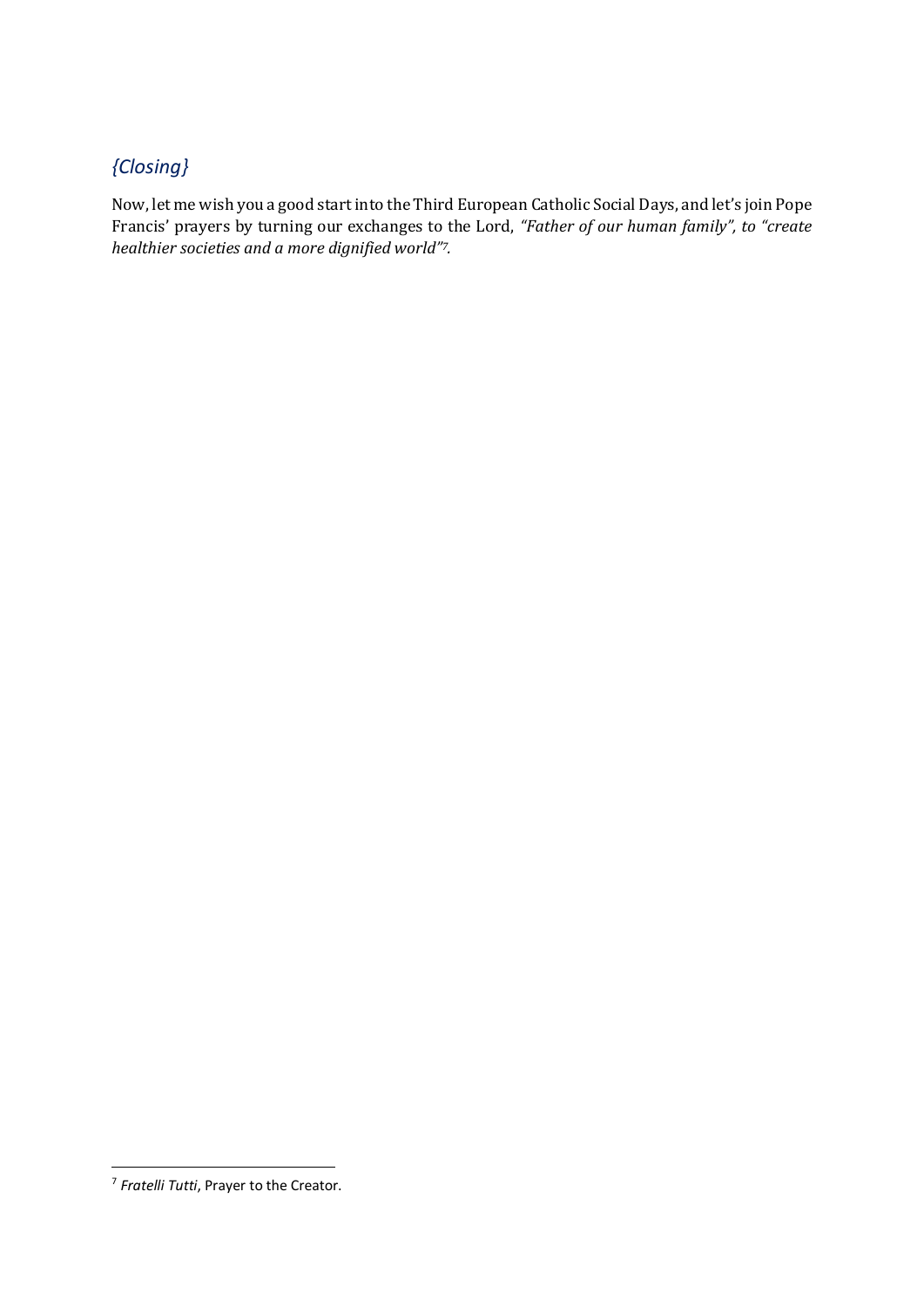## *{Closing}*

Now, let me wish you a good start into the Third European Catholic Social Days, and let's join Pope Francis' prayers by turning our exchanges to the Lord, *"Father of our human family", to "create healthier societies and a more dignified world"*[7].

[7] *Fratelli Tutti*, Prayer to the Creator.